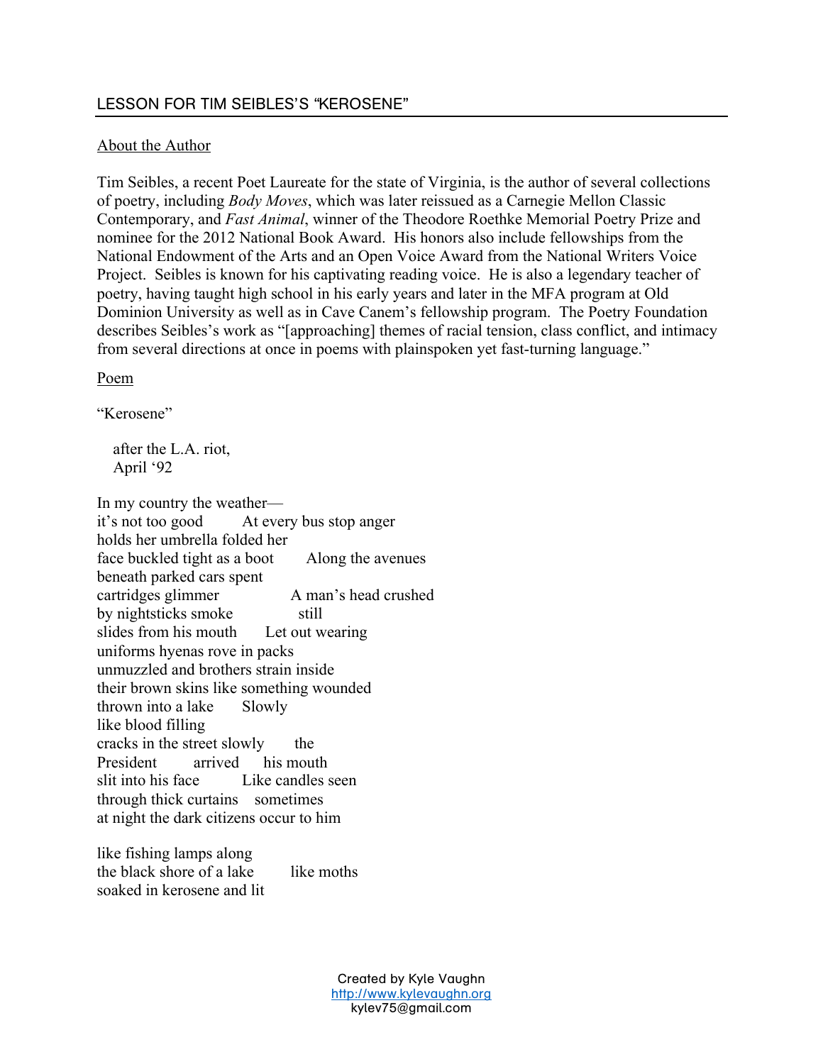## LESSON FOR TIM SEIBLES'S "KEROSENE"

### About the Author

Tim Seibles, a recent Poet Laureate for the state of Virginia, is the author of several collections of poetry, including *Body Moves*, which was later reissued as a Carnegie Mellon Classic Contemporary, and *Fast Animal*, winner of the Theodore Roethke Memorial Poetry Prize and nominee for the 2012 National Book Award. His honors also include fellowships from the National Endowment of the Arts and an Open Voice Award from the National Writers Voice Project. Seibles is known for his captivating reading voice. He is also a legendary teacher of poetry, having taught high school in his early years and later in the MFA program at Old Dominion University as well as in Cave Canem's fellowship program. The Poetry Foundation describes Seibles's work as "[approaching] themes of racial tension, class conflict, and intimacy from several directions at once in poems with plainspoken yet fast-turning language."

### Poem

"Kerosene"

after the L.A. riot,
April '92

In my country the weather—
it's not too good        At every bus stop anger
holds her umbrella folded her
face buckled tight as a boot        Along the avenues
beneath parked cars spent
cartridges glimmer                A man's head crushed
by nightsticks smoke                still
slides from his mouth        Let out wearing
uniforms hyenas rove in packs
unmuzzled and brothers strain inside
their brown skins like something wounded
thrown into a lake        Slowly
like blood filling
cracks in the street slowly        the
President        arrived        his mouth
slit into his face        Like candles seen
through thick curtains    sometimes
at night the dark citizens occur to him

like fishing lamps along
the black shore of a lake        like moths
soaked in kerosene and lit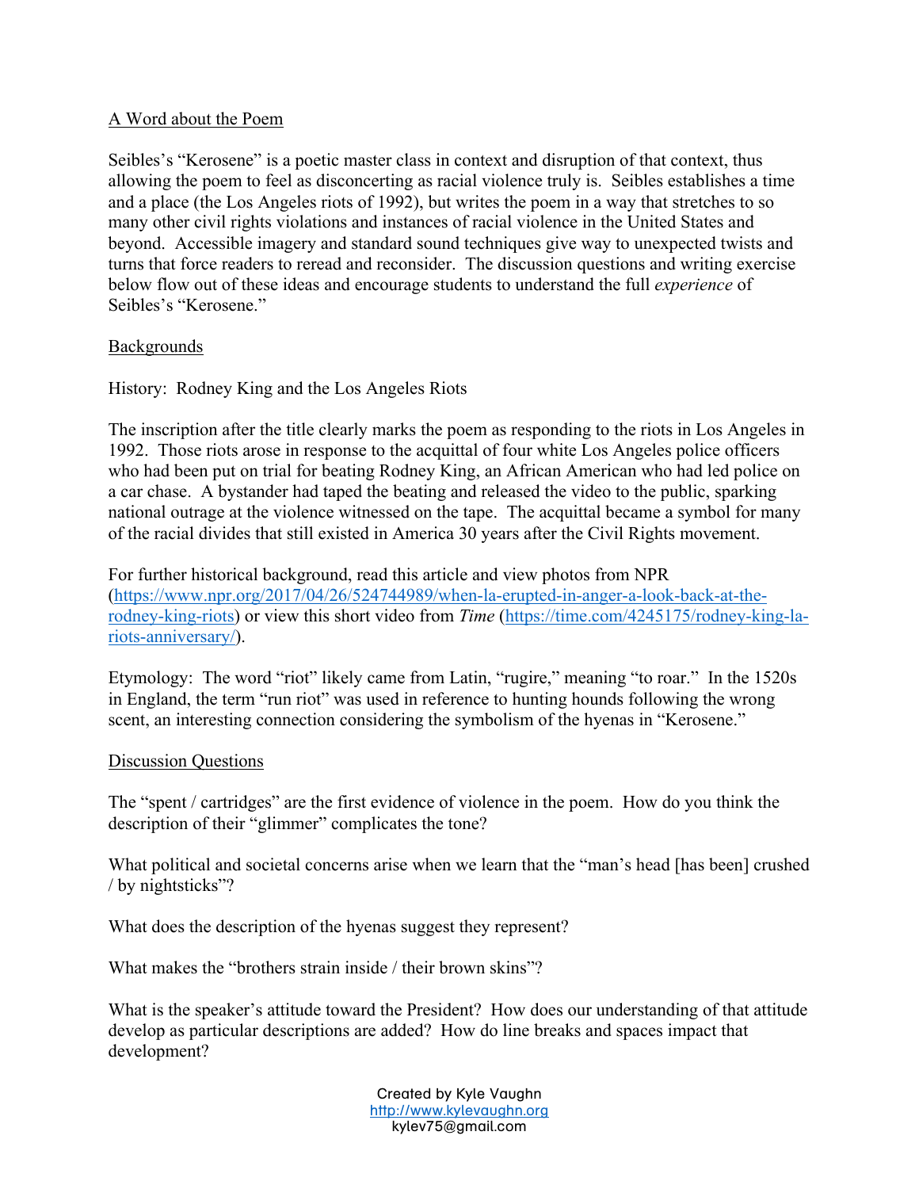## A Word about the Poem

Seibles's "Kerosene" is a poetic master class in context and disruption of that context, thus allowing the poem to feel as disconcerting as racial violence truly is. Seibles establishes a time and a place (the Los Angeles riots of 1992), but writes the poem in a way that stretches to so many other civil rights violations and instances of racial violence in the United States and beyond. Accessible imagery and standard sound techniques give way to unexpected twists and turns that force readers to reread and reconsider. The discussion questions and writing exercise below flow out of these ideas and encourage students to understand the full *experience* of Seibles's "Kerosene."

## Backgrounds

History: Rodney King and the Los Angeles Riots

The inscription after the title clearly marks the poem as responding to the riots in Los Angeles in 1992. Those riots arose in response to the acquittal of four white Los Angeles police officers who had been put on trial for beating Rodney King, an African American who had led police on a car chase. A bystander had taped the beating and released the video to the public, sparking national outrage at the violence witnessed on the tape. The acquittal became a symbol for many of the racial divides that still existed in America 30 years after the Civil Rights movement.

For further historical background, read this article and view photos from NPR (https://www.npr.org/2017/04/26/524744989/when-la-erupted-in-anger-a-look-back-at-the-rodney-king-riots) or view this short video from *Time* (https://time.com/4245175/rodney-king-la-riots-anniversary/).

Etymology: The word "riot" likely came from Latin, "rugire," meaning "to roar." In the 1520s in England, the term "run riot" was used in reference to hunting hounds following the wrong scent, an interesting connection considering the symbolism of the hyenas in "Kerosene."

## Discussion Questions

The "spent / cartridges" are the first evidence of violence in the poem. How do you think the description of their "glimmer" complicates the tone?

What political and societal concerns arise when we learn that the "man's head [has been] crushed / by nightsticks"?

What does the description of the hyenas suggest they represent?

What makes the "brothers strain inside / their brown skins"?

What is the speaker's attitude toward the President? How does our understanding of that attitude develop as particular descriptions are added? How do line breaks and spaces impact that development?

Created by Kyle Vaughn
http://www.kylevaughn.org
kylev75@gmail.com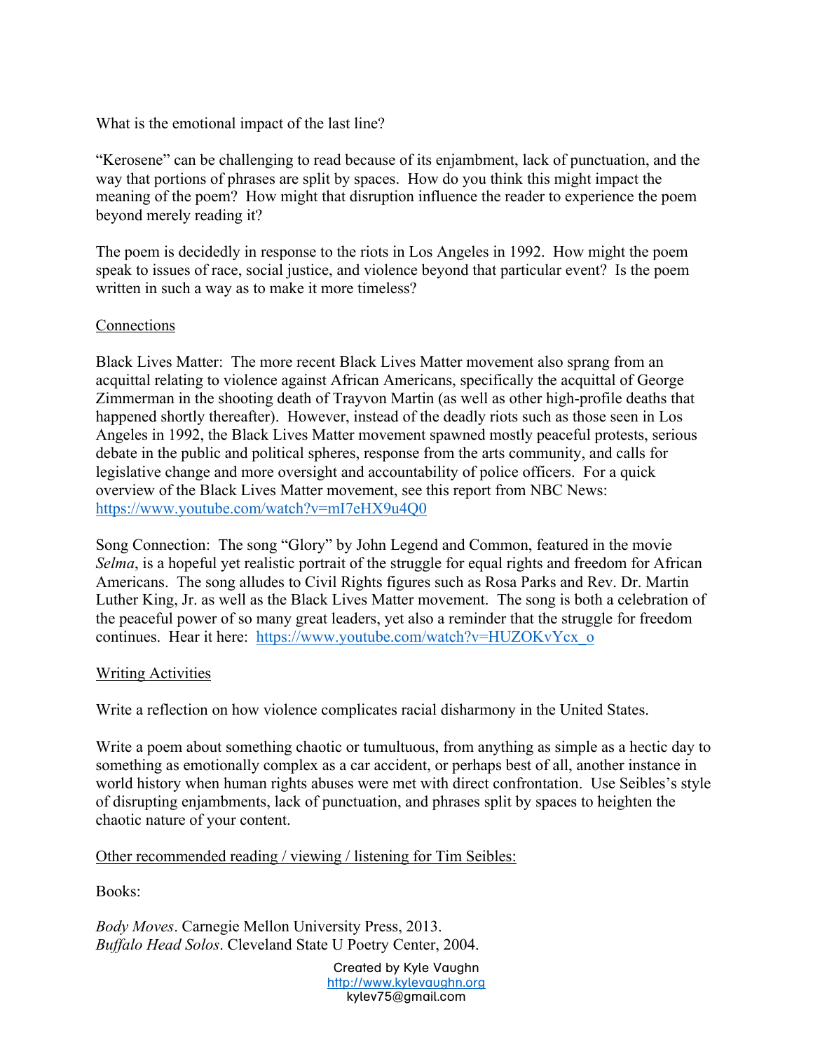What is the emotional impact of the last line?

"Kerosene" can be challenging to read because of its enjambment, lack of punctuation, and the way that portions of phrases are split by spaces. How do you think this might impact the meaning of the poem? How might that disruption influence the reader to experience the poem beyond merely reading it?

The poem is decidedly in response to the riots in Los Angeles in 1992. How might the poem speak to issues of race, social justice, and violence beyond that particular event? Is the poem written in such a way as to make it more timeless?

## Connections

Black Lives Matter: The more recent Black Lives Matter movement also sprang from an acquittal relating to violence against African Americans, specifically the acquittal of George Zimmerman in the shooting death of Trayvon Martin (as well as other high-profile deaths that happened shortly thereafter). However, instead of the deadly riots such as those seen in Los Angeles in 1992, the Black Lives Matter movement spawned mostly peaceful protests, serious debate in the public and political spheres, response from the arts community, and calls for legislative change and more oversight and accountability of police officers. For a quick overview of the Black Lives Matter movement, see this report from NBC News: https://www.youtube.com/watch?v=mI7eHX9u4Q0

Song Connection: The song "Glory" by John Legend and Common, featured in the movie *Selma*, is a hopeful yet realistic portrait of the struggle for equal rights and freedom for African Americans. The song alludes to Civil Rights figures such as Rosa Parks and Rev. Dr. Martin Luther King, Jr. as well as the Black Lives Matter movement. The song is both a celebration of the peaceful power of so many great leaders, yet also a reminder that the struggle for freedom continues. Hear it here: https://www.youtube.com/watch?v=HUZOKvYcx_o

## Writing Activities

Write a reflection on how violence complicates racial disharmony in the United States.

Write a poem about something chaotic or tumultuous, from anything as simple as a hectic day to something as emotionally complex as a car accident, or perhaps best of all, another instance in world history when human rights abuses were met with direct confrontation. Use Seibles's style of disrupting enjambments, lack of punctuation, and phrases split by spaces to heighten the chaotic nature of your content.

## Other recommended reading / viewing / listening for Tim Seibles:

Books:

*Body Moves*. Carnegie Mellon University Press, 2013.
*Buffalo Head Solos*. Cleveland State U Poetry Center, 2004.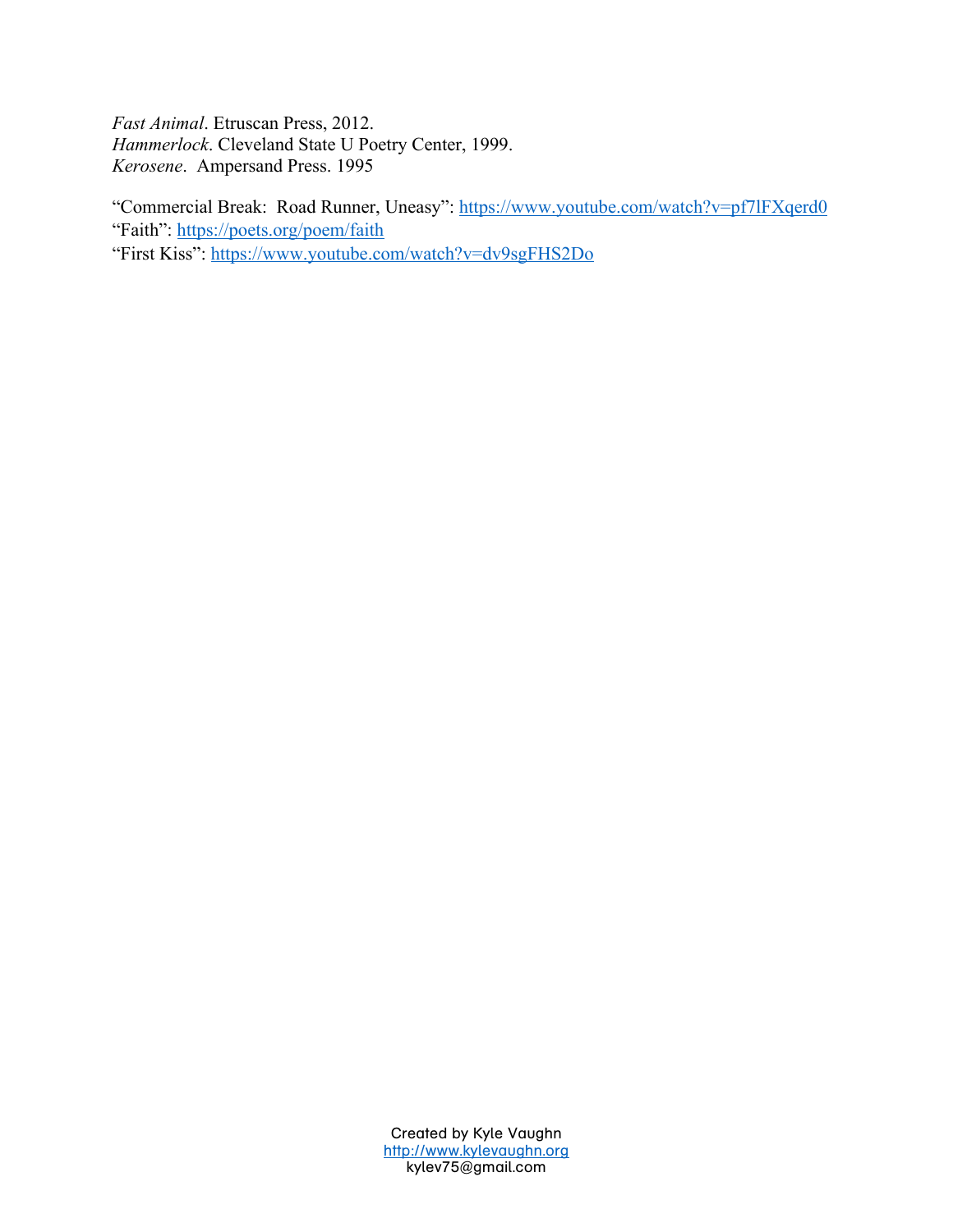*Fast Animal*. Etruscan Press, 2012.
*Hammerlock*. Cleveland State U Poetry Center, 1999.
*Kerosene*.  Ampersand Press. 1995

"Commercial Break:  Road Runner, Uneasy": https://www.youtube.com/watch?v=pf7lFXqerd0
"Faith": https://poets.org/poem/faith
"First Kiss": https://www.youtube.com/watch?v=dv9sgFHS2Do

Created by Kyle Vaughn
http://www.kylevaughn.org
kylev75@gmail.com